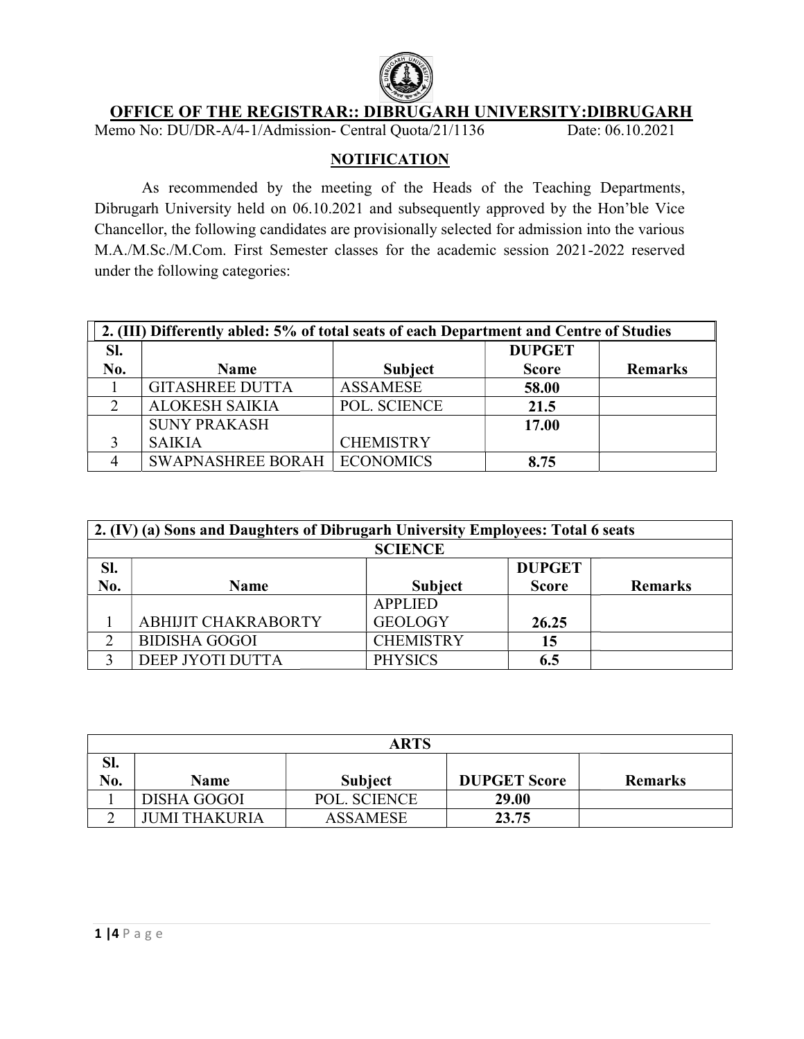# OFFICE OF THE REGISTRAR:: DIBRUGARH UNIVERSITY:DIBRUGARH

Memo No: DU/DR-A/4-1/Admission- Central Quota/21/1136 Date: 06.10.2021

## NOTIFICATION

As recommended by the meeting of the Heads of the Teaching Departments, Dibrugarh University held on 06.10.2021 and subsequently approved by the Hon'ble Vice Chancellor, the following candidates are provisionally selected for admission into the various M.A./M.Sc./M.Com. First Semester classes for the academic session 2021-2022 reserved under the following categories:

| 2. (III) Differently abled: 5% of total seats of each Department and Centre of Studies | | | | |
|---|---|---|---|---|
| Sl. No. | Name | Subject | DUPGET Score | Remarks |
| 1 | GITASHREE DUTTA | ASSAMESE | 58.00 | |
| 2 | ALOKESH SAIKIA | POL. SCIENCE | 21.5 | |
| 3 | SUNY PRAKASH SAIKIA | CHEMISTRY | 17.00 | |
| 4 | SWAPNASHREE BORAH | ECONOMICS | 8.75 | |

| 2. (IV) (a) Sons and Daughters of Dibrugarh University Employees: Total 6 seats | | | | |
|---|---|---|---|---|
| SCIENCE | | | | |
| Sl. No. | Name | Subject | DUPGET Score | Remarks |
| 1 | ABHIJIT CHAKRABORTY | APPLIED GEOLOGY | 26.25 | |
| 2 | BIDISHA GOGOI | CHEMISTRY | 15 | |
| 3 | DEEP JYOTI DUTTA | PHYSICS | 6.5 | |

| ARTS | | | | |
|---|---|---|---|---|
| Sl. No. | Name | Subject | DUPGET Score | Remarks |
| 1 | DISHA GOGOI | POL. SCIENCE | 29.00 | |
| 2 | JUMI THAKURIA | ASSAMESE | 23.75 | |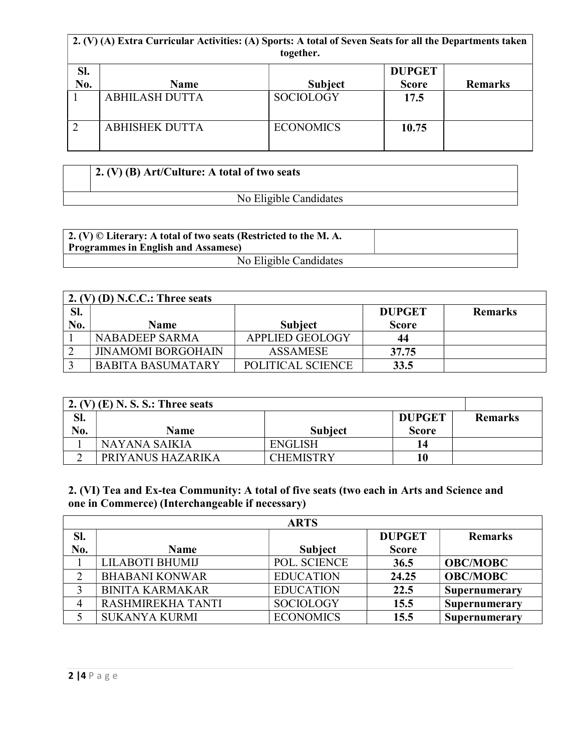| 2. (V) (A) Extra Curricular Activities: (A) Sports: A total of Seven Seats for all the Departments taken together. | | | | |
|---|---|---|---|---|
| **Sl. No.** | **Name** | **Subject** | **DUPGET Score** | **Remarks** |
| 1 | ABHILASH DUTTA | SOCIOLOGY | **17.5** | |
| 2 | ABHISHEK DUTTA | ECONOMICS | **10.75** | |

| | **2. (V) (B) Art/Culture: A total of two seats** |
|---|---|
| No Eligible Candidates | |

| **2. (V) © Literary: A total of two seats (Restricted to the M. A. Programmes in English and Assamese)** | |
|---|---|
| No Eligible Candidates | |

| 2. (V) (D) N.C.C.: Three seats | | | | |
|---|---|---|---|---|
| **Sl. No.** | **Name** | **Subject** | **DUPGET Score** | **Remarks** |
| 1 | NABADEEP SARMA | APPLIED GEOLOGY | **44** | |
| 2 | JINAMOMI BORGOHAIN | ASSAMESE | **37.75** | |
| 3 | BABITA BASUMATARY | POLITICAL SCIENCE | **33.5** | |

| 2. (V) (E) N. S. S.: Three seats | | | | |
|---|---|---|---|---|
| **Sl. No.** | **Name** | **Subject** | **DUPGET Score** | **Remarks** |
| 1 | NAYANA SAIKIA | ENGLISH | **14** | |
| 2 | PRIYANUS HAZARIKA | CHEMISTRY | **10** | |

**2. (VI) Tea and Ex-tea Community: A total of five seats (two each in Arts and Science and one in Commerce) (Interchangeable if necessary)**

| ARTS | | | | |
|---|---|---|---|---|
| **Sl. No.** | **Name** | **Subject** | **DUPGET Score** | **Remarks** |
| 1 | LILABOTI BHUMIJ | POL. SCIENCE | **36.5** | **OBC/MOBC** |
| 2 | BHABANI KONWAR | EDUCATION | **24.25** | **OBC/MOBC** |
| 3 | BINITA KARMAKAR | EDUCATION | **22.5** | **Supernumerary** |
| 4 | RASHMIREKHA TANTI | SOCIOLOGY | **15.5** | **Supernumerary** |
| 5 | SUKANYA KURMI | ECONOMICS | **15.5** | **Supernumerary** |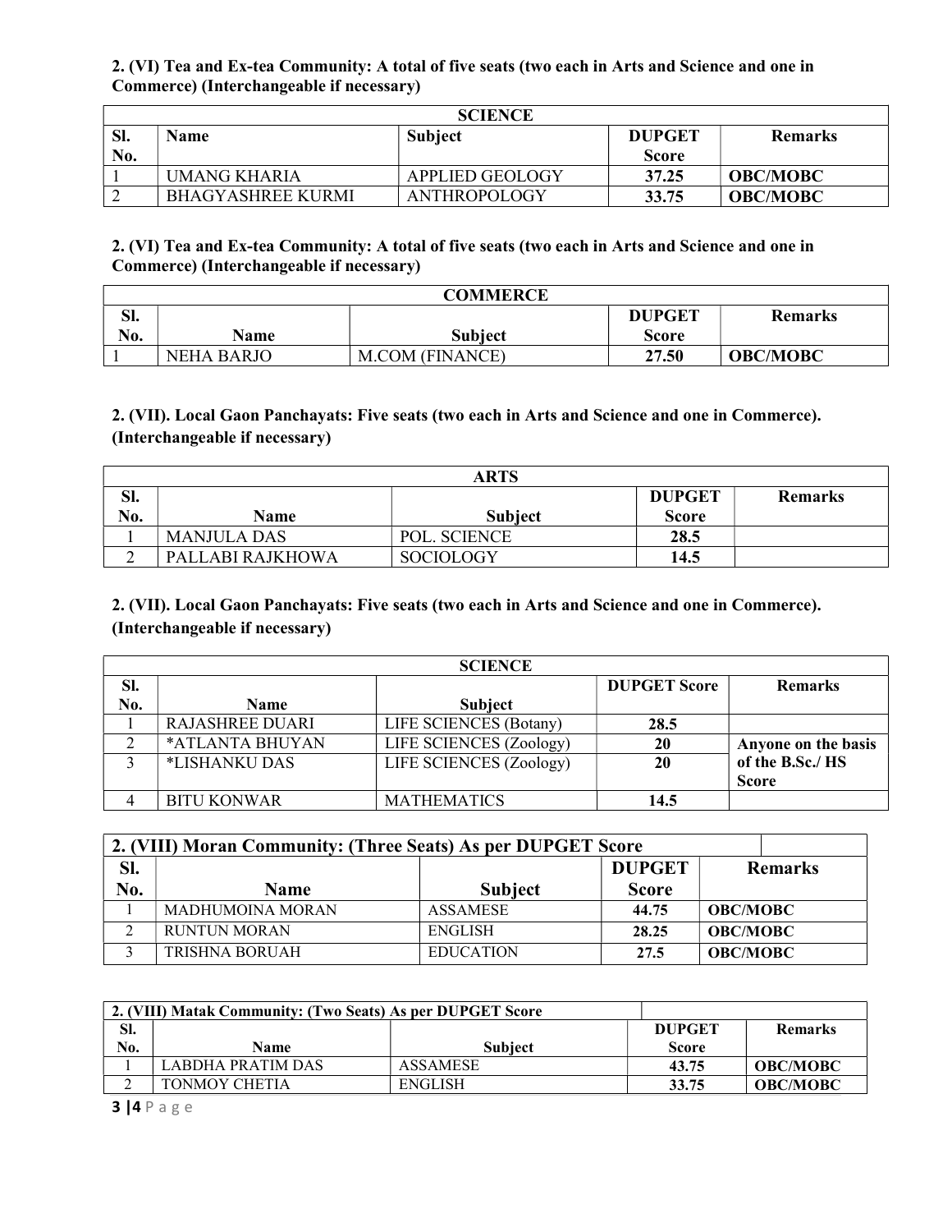**2. (VI) Tea and Ex-tea Community: A total of five seats (two each in Arts and Science and one in Commerce) (Interchangeable if necessary)**

| SCIENCE | | | | |
|---|---|---|---|---|
| Sl. No. | Name | Subject | DUPGET Score | Remarks |
| 1 | UMANG KHARIA | APPLIED GEOLOGY | **37.25** | **OBC/MOBC** |
| 2 | BHAGYASHREE KURMI | ANTHROPOLOGY | **33.75** | **OBC/MOBC** |

**2. (VI) Tea and Ex-tea Community: A total of five seats (two each in Arts and Science and one in Commerce) (Interchangeable if necessary)**

| COMMERCE | | | | |
|---|---|---|---|---|
| Sl. No. | Name | Subject | DUPGET Score | Remarks |
| 1 | NEHA BARJO | M.COM (FINANCE) | **27.50** | **OBC/MOBC** |

**2. (VII). Local Gaon Panchayats: Five seats (two each in Arts and Science and one in Commerce). (Interchangeable if necessary)**

| ARTS | | | | |
|---|---|---|---|---|
| Sl. No. | Name | Subject | DUPGET Score | Remarks |
| 1 | MANJULA DAS | POL. SCIENCE | **28.5** | |
| 2 | PALLABI RAJKHOWA | SOCIOLOGY | **14.5** | |

**2. (VII). Local Gaon Panchayats: Five seats (two each in Arts and Science and one in Commerce). (Interchangeable if necessary)**

| SCIENCE | | | | |
|---|---|---|---|---|
| Sl. No. | Name | Subject | DUPGET Score | Remarks |
| 1 | RAJASHREE DUARI | LIFE SCIENCES (Botany) | **28.5** | |
| 2 | *ATLANTA BHUYAN | LIFE SCIENCES (Zoology) | **20** | **Anyone on the basis of the B.Sc./ HS Score** |
| 3 | *LISHANKU DAS | LIFE SCIENCES (Zoology) | **20** | |
| 4 | BITU KONWAR | MATHEMATICS | **14.5** | |

| 2. (VIII) Moran Community: (Three Seats) As per DUPGET Score | | | | |
|---|---|---|---|---|
| Sl. No. | Name | Subject | DUPGET Score | Remarks |
| 1 | MADHUMOINA MORAN | ASSAMESE | **44.75** | **OBC/MOBC** |
| 2 | RUNTUN MORAN | ENGLISH | **28.25** | **OBC/MOBC** |
| 3 | TRISHNA BORUAH | EDUCATION | **27.5** | **OBC/MOBC** |

| 2. (VIII) Matak Community: (Two Seats) As per DUPGET Score | | | | |
|---|---|---|---|---|
| Sl. No. | Name | Subject | DUPGET Score | Remarks |
| 1 | LABDHA PRATIM DAS | ASSAMESE | **43.75** | **OBC/MOBC** |
| 2 | TONMOY CHETIA | ENGLISH | **33.75** | **OBC/MOBC** |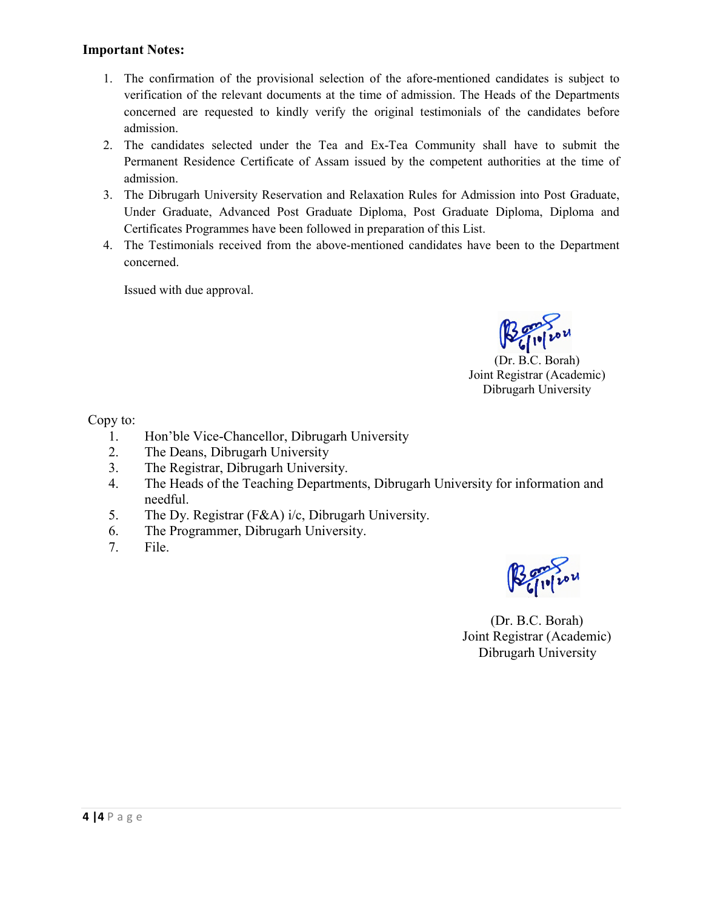**Important Notes:**

1. The confirmation of the provisional selection of the afore-mentioned candidates is subject to verification of the relevant documents at the time of admission. The Heads of the Departments concerned are requested to kindly verify the original testimonials of the candidates before admission.
2. The candidates selected under the Tea and Ex-Tea Community shall have to submit the Permanent Residence Certificate of Assam issued by the competent authorities at the time of admission.
3. The Dibrugarh University Reservation and Relaxation Rules for Admission into Post Graduate, Under Graduate, Advanced Post Graduate Diploma, Post Graduate Diploma, Diploma and Certificates Programmes have been followed in preparation of this List.
4. The Testimonials received from the above-mentioned candidates have been to the Department concerned.

Issued with due approval.

6/10/2021

(Dr. B.C. Borah)
Joint Registrar (Academic)
Dibrugarh University

Copy to:

1. Hon'ble Vice-Chancellor, Dibrugarh University
2. The Deans, Dibrugarh University
3. The Registrar, Dibrugarh University.
4. The Heads of the Teaching Departments, Dibrugarh University for information and needful.
5. The Dy. Registrar (F&A) i/c, Dibrugarh University.
6. The Programmer, Dibrugarh University.
7. File.

6/10/2021

(Dr. B.C. Borah)
Joint Registrar (Academic)
Dibrugarh University